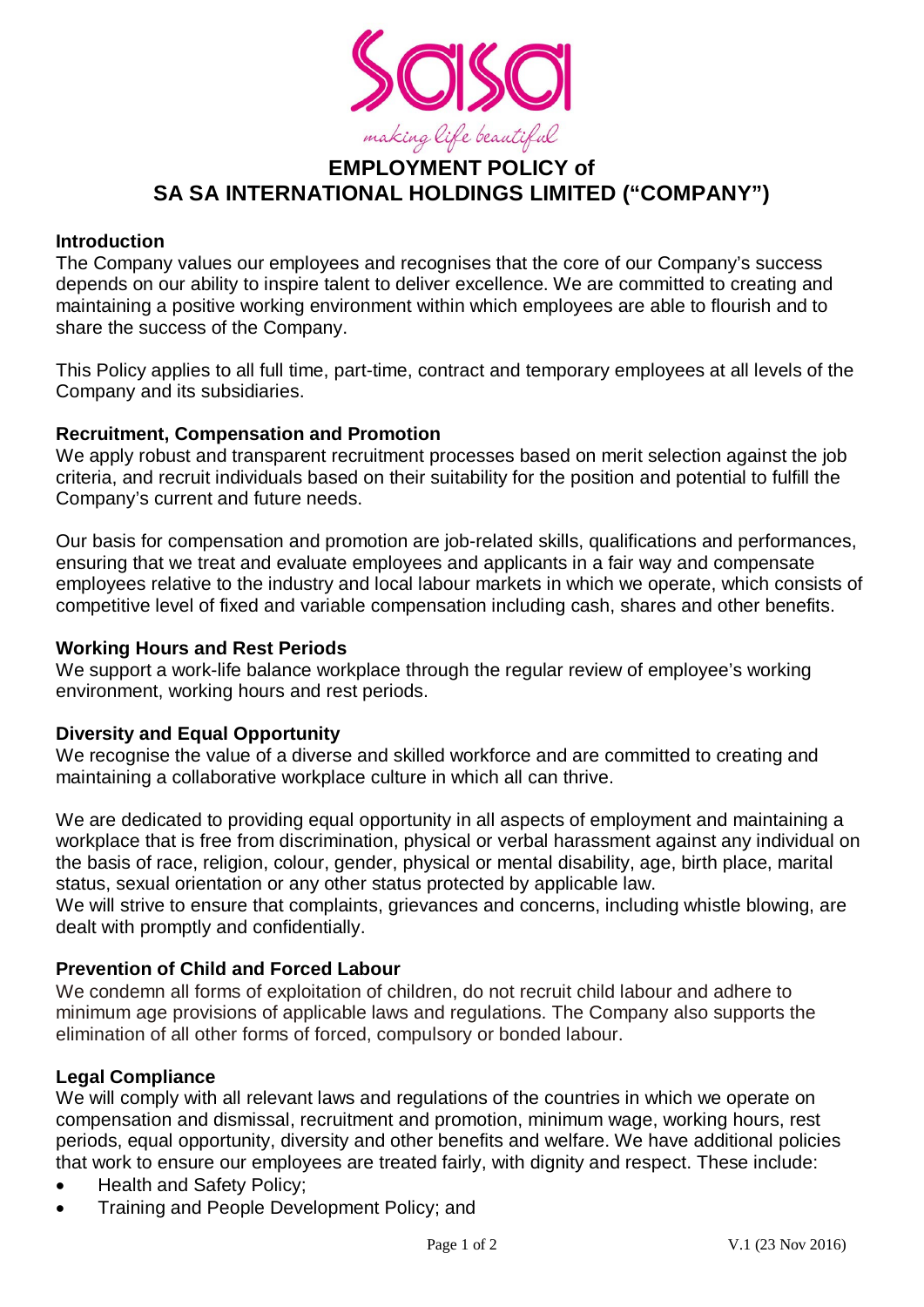# EMPLOYMENT POLICY of SA SA INTERNATIONAL HOLDINGS LIMITED ("COMPANY")

## Introduction

The Company values our employees and recognises that the core of our Company's success depends on our ability to inspire talent to deliver excellence. We are committed to creating and maintaining a positive working environment within which employees are able to flourish and to share the success of the Company.

This Policy applies to all full time, part-time, contract and temporary employees at all levels of the Company and its subsidiaries.

## Recruitment, Compensation and Promotion

We apply robust and transparent recruitment processes based on merit selection against the job criteria, and recruit individuals based on their suitability for the position and potential to fulfill the Company's current and future needs.

Our basis for compensation and promotion are job-related skills, qualifications and performances, ensuring that we treat and evaluate employees and applicants in a fair way and compensate employees relative to the industry and local labour markets in which we operate, which consists of competitive level of fixed and variable compensation including cash, shares and other benefits.

## Working Hours and Rest Periods

We support a work-life balance workplace through the regular review of employee's working environment, working hours and rest periods.

## Diversity and Equal Opportunity

We recognise the value of a diverse and skilled workforce and are committed to creating and maintaining a collaborative workplace culture in which all can thrive.

We are dedicated to providing equal opportunity in all aspects of employment and maintaining a workplace that is free from discrimination, physical or verbal harassment against any individual on the basis of race, religion, colour, gender, physical or mental disability, age, birth place, marital status, sexual orientation or any other status protected by applicable law.
We will strive to ensure that complaints, grievances and concerns, including whistle blowing, are dealt with promptly and confidentially.

## Prevention of Child and Forced Labour

We condemn all forms of exploitation of children, do not recruit child labour and adhere to minimum age provisions of applicable laws and regulations. The Company also supports the elimination of all other forms of forced, compulsory or bonded labour.

## Legal Compliance

We will comply with all relevant laws and regulations of the countries in which we operate on compensation and dismissal, recruitment and promotion, minimum wage, working hours, rest periods, equal opportunity, diversity and other benefits and welfare. We have additional policies that work to ensure our employees are treated fairly, with dignity and respect. These include:

- Health and Safety Policy;
- Training and People Development Policy; and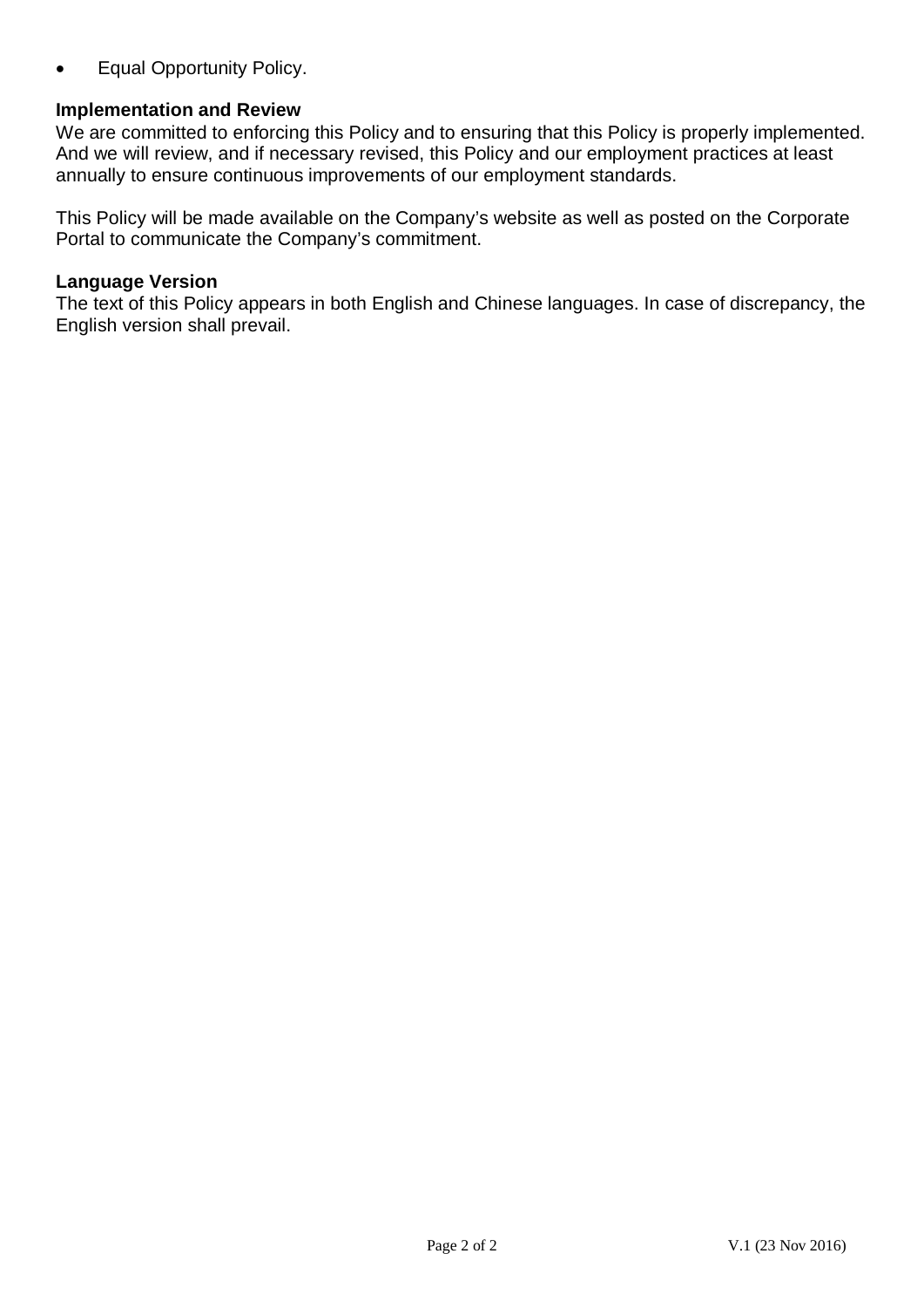- Equal Opportunity Policy.

### Implementation and Review

We are committed to enforcing this Policy and to ensuring that this Policy is properly implemented. And we will review, and if necessary revised, this Policy and our employment practices at least annually to ensure continuous improvements of our employment standards.

This Policy will be made available on the Company's website as well as posted on the Corporate Portal to communicate the Company's commitment.

### Language Version

The text of this Policy appears in both English and Chinese languages. In case of discrepancy, the English version shall prevail.

V.1 (23 Nov 2016)